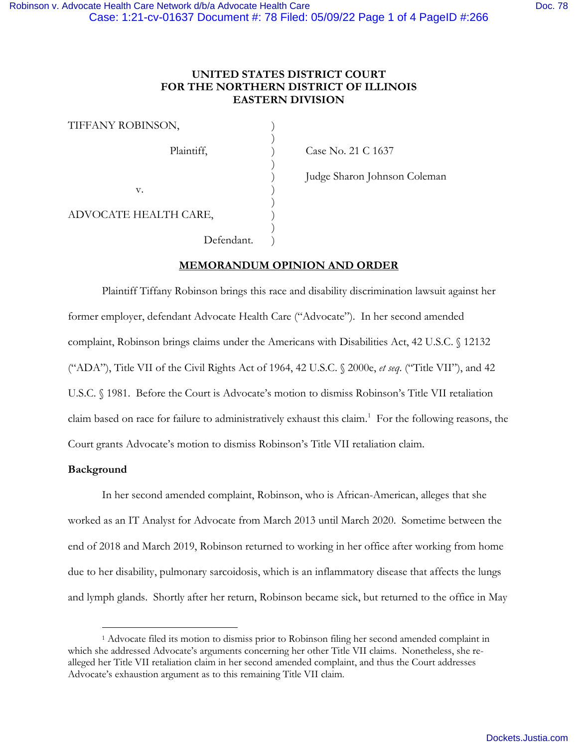# UNITED STATES DISTRICT COURT FOR THE NORTHERN DISTRICT OF ILLINOIS EASTERN DIVISION

TIFFANY ROBINSON,

Plaintiff,

v.

ADVOCATE HEALTH CARE,

Defendant.

Case No. 21 C 1637

Judge Sharon Johnson Coleman

## MEMORANDUM OPINION AND ORDER

Plaintiff Tiffany Robinson brings this race and disability discrimination lawsuit against her former employer, defendant Advocate Health Care ("Advocate"). In her second amended complaint, Robinson brings claims under the Americans with Disabilities Act, 42 U.S.C. § 12132 ("ADA"), Title VII of the Civil Rights Act of 1964, 42 U.S.C. § 2000e, *et seq.* ("Title VII"), and 42 U.S.C. § 1981. Before the Court is Advocate's motion to dismiss Robinson's Title VII retaliation claim based on race for failure to administratively exhaust this claim.[1] For the following reasons, the Court grants Advocate's motion to dismiss Robinson's Title VII retaliation claim.

**Background**

In her second amended complaint, Robinson, who is African-American, alleges that she worked as an IT Analyst for Advocate from March 2013 until March 2020. Sometime between the end of 2018 and March 2019, Robinson returned to working in her office after working from home due to her disability, pulmonary sarcoidosis, which is an inflammatory disease that affects the lungs and lymph glands. Shortly after her return, Robinson became sick, but returned to the office in May

[1] Advocate filed its motion to dismiss prior to Robinson filing her second amended complaint in which she addressed Advocate's arguments concerning her other Title VII claims. Nonetheless, she re-alleged her Title VII retaliation claim in her second amended complaint, and thus the Court addresses Advocate's exhaustion argument as to this remaining Title VII claim.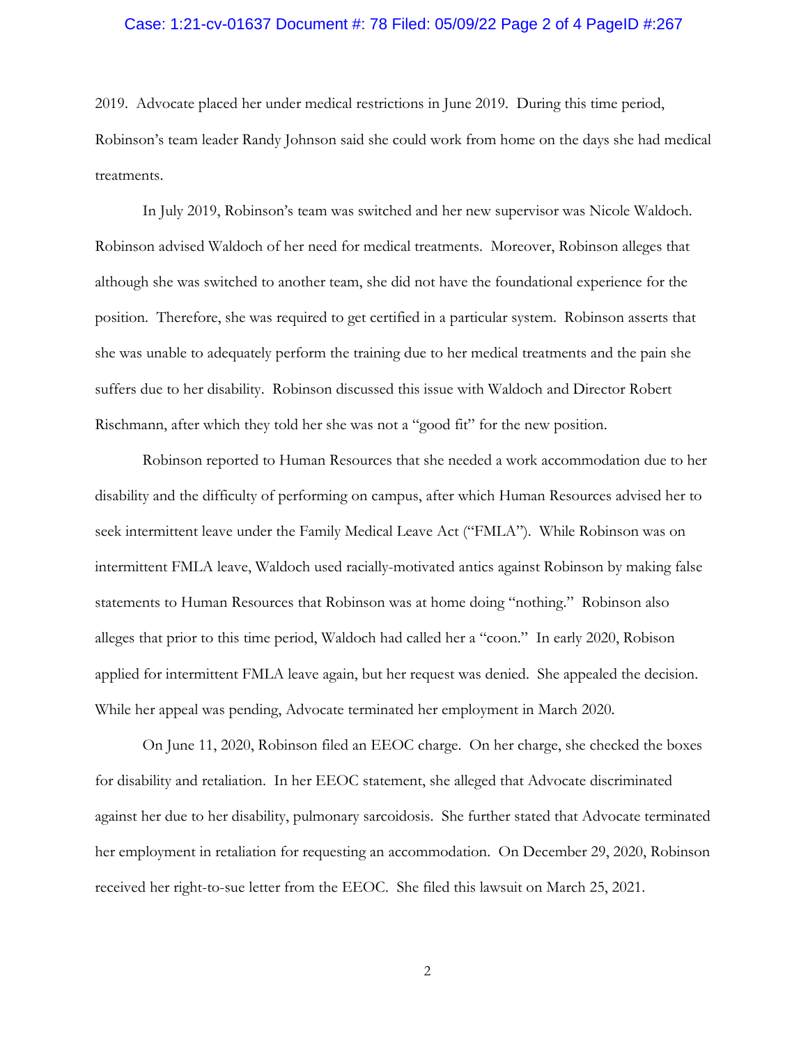2019. Advocate placed her under medical restrictions in June 2019. During this time period, Robinson's team leader Randy Johnson said she could work from home on the days she had medical treatments.

In July 2019, Robinson's team was switched and her new supervisor was Nicole Waldoch. Robinson advised Waldoch of her need for medical treatments. Moreover, Robinson alleges that although she was switched to another team, she did not have the foundational experience for the position. Therefore, she was required to get certified in a particular system. Robinson asserts that she was unable to adequately perform the training due to her medical treatments and the pain she suffers due to her disability. Robinson discussed this issue with Waldoch and Director Robert Rischmann, after which they told her she was not a "good fit" for the new position.

Robinson reported to Human Resources that she needed a work accommodation due to her disability and the difficulty of performing on campus, after which Human Resources advised her to seek intermittent leave under the Family Medical Leave Act ("FMLA"). While Robinson was on intermittent FMLA leave, Waldoch used racially-motivated antics against Robinson by making false statements to Human Resources that Robinson was at home doing "nothing." Robinson also alleges that prior to this time period, Waldoch had called her a "coon." In early 2020, Robison applied for intermittent FMLA leave again, but her request was denied. She appealed the decision. While her appeal was pending, Advocate terminated her employment in March 2020.

On June 11, 2020, Robinson filed an EEOC charge. On her charge, she checked the boxes for disability and retaliation. In her EEOC statement, she alleged that Advocate discriminated against her due to her disability, pulmonary sarcoidosis. She further stated that Advocate terminated her employment in retaliation for requesting an accommodation. On December 29, 2020, Robinson received her right-to-sue letter from the EEOC. She filed this lawsuit on March 25, 2021.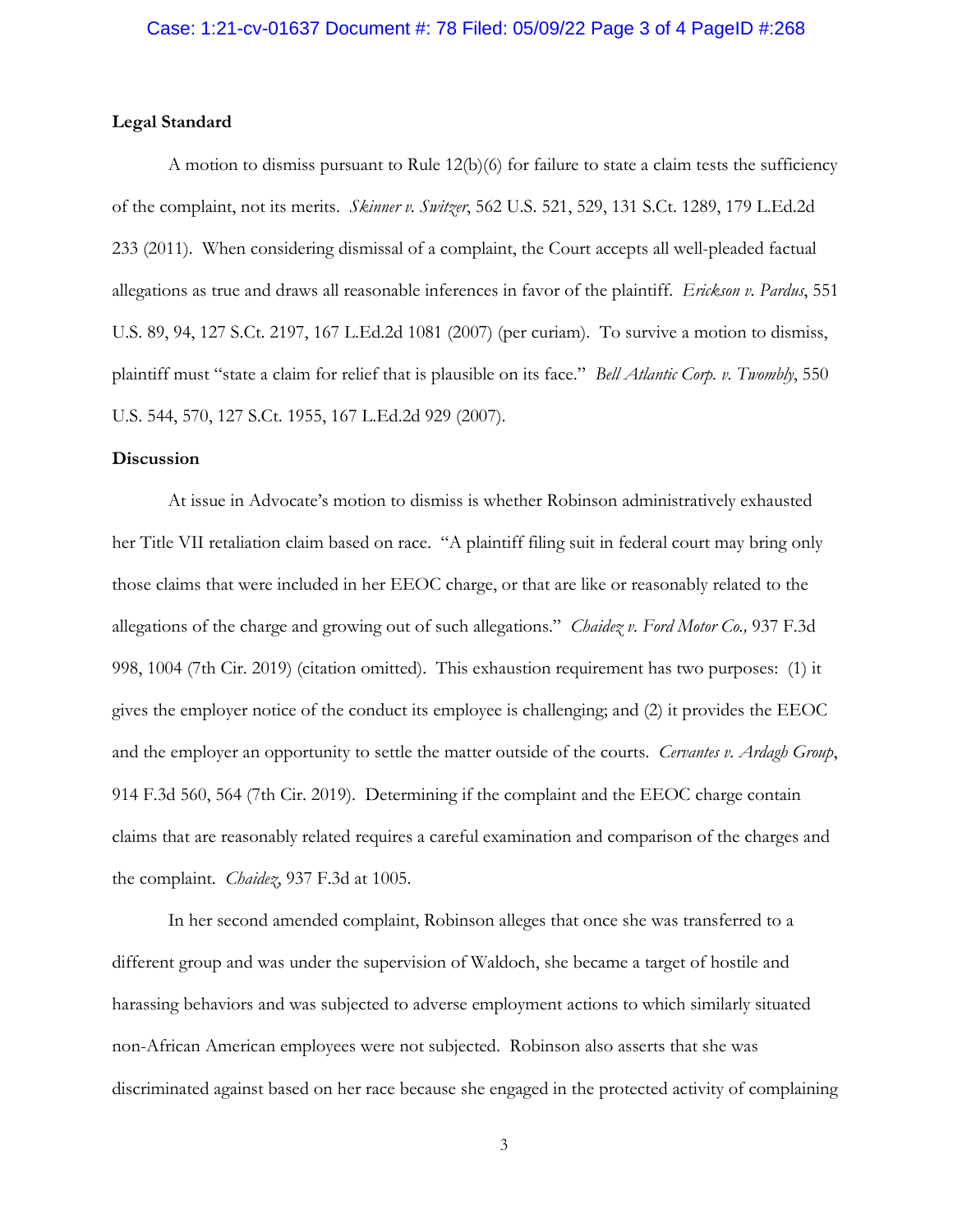## Legal Standard

A motion to dismiss pursuant to Rule 12(b)(6) for failure to state a claim tests the sufficiency of the complaint, not its merits. *Skinner v. Switzer*, 562 U.S. 521, 529, 131 S.Ct. 1289, 179 L.Ed.2d 233 (2011). When considering dismissal of a complaint, the Court accepts all well-pleaded factual allegations as true and draws all reasonable inferences in favor of the plaintiff. *Erickson v. Pardus*, 551 U.S. 89, 94, 127 S.Ct. 2197, 167 L.Ed.2d 1081 (2007) (per curiam). To survive a motion to dismiss, plaintiff must "state a claim for relief that is plausible on its face." *Bell Atlantic Corp. v. Twombly*, 550 U.S. 544, 570, 127 S.Ct. 1955, 167 L.Ed.2d 929 (2007).

## Discussion

At issue in Advocate's motion to dismiss is whether Robinson administratively exhausted her Title VII retaliation claim based on race. "A plaintiff filing suit in federal court may bring only those claims that were included in her EEOC charge, or that are like or reasonably related to the allegations of the charge and growing out of such allegations." *Chaidez v. Ford Motor Co.,* 937 F.3d 998, 1004 (7th Cir. 2019) (citation omitted). This exhaustion requirement has two purposes: (1) it gives the employer notice of the conduct its employee is challenging; and (2) it provides the EEOC and the employer an opportunity to settle the matter outside of the courts. *Cervantes v. Ardagh Group*, 914 F.3d 560, 564 (7th Cir. 2019). Determining if the complaint and the EEOC charge contain claims that are reasonably related requires a careful examination and comparison of the charges and the complaint. *Chaidez*, 937 F.3d at 1005.

In her second amended complaint, Robinson alleges that once she was transferred to a different group and was under the supervision of Waldoch, she became a target of hostile and harassing behaviors and was subjected to adverse employment actions to which similarly situated non-African American employees were not subjected. Robinson also asserts that she was discriminated against based on her race because she engaged in the protected activity of complaining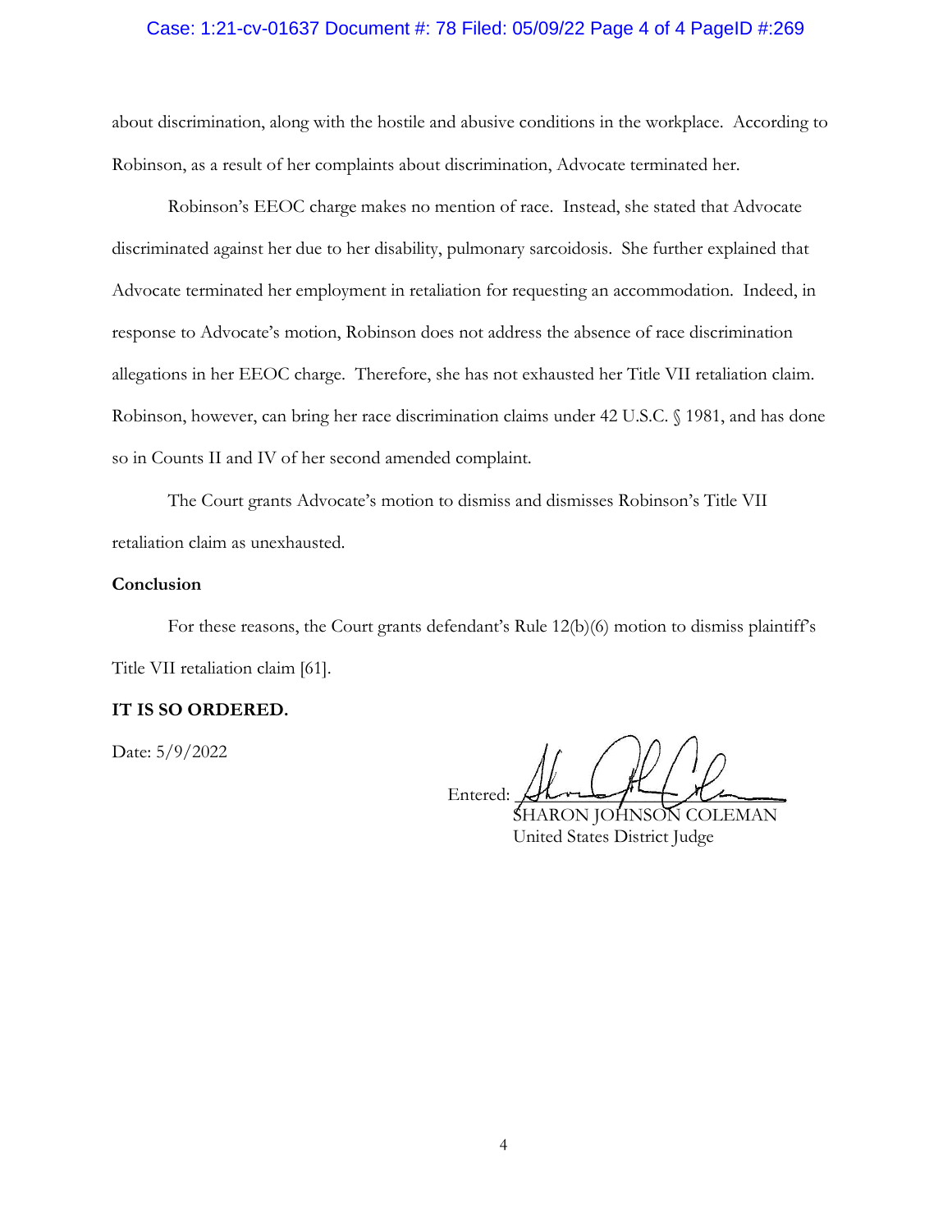about discrimination, along with the hostile and abusive conditions in the workplace. According to Robinson, as a result of her complaints about discrimination, Advocate terminated her.

Robinson's EEOC charge makes no mention of race. Instead, she stated that Advocate discriminated against her due to her disability, pulmonary sarcoidosis. She further explained that Advocate terminated her employment in retaliation for requesting an accommodation. Indeed, in response to Advocate's motion, Robinson does not address the absence of race discrimination allegations in her EEOC charge. Therefore, she has not exhausted her Title VII retaliation claim. Robinson, however, can bring her race discrimination claims under 42 U.S.C. § 1981, and has done so in Counts II and IV of her second amended complaint.

The Court grants Advocate's motion to dismiss and dismisses Robinson's Title VII retaliation claim as unexhausted.

**Conclusion**

For these reasons, the Court grants defendant's Rule 12(b)(6) motion to dismiss plaintiff's Title VII retaliation claim [61].

**IT IS SO ORDERED.**

Date: 5/9/2022

Entered: ______________________
SHARON JOHNSON COLEMAN
United States District Judge